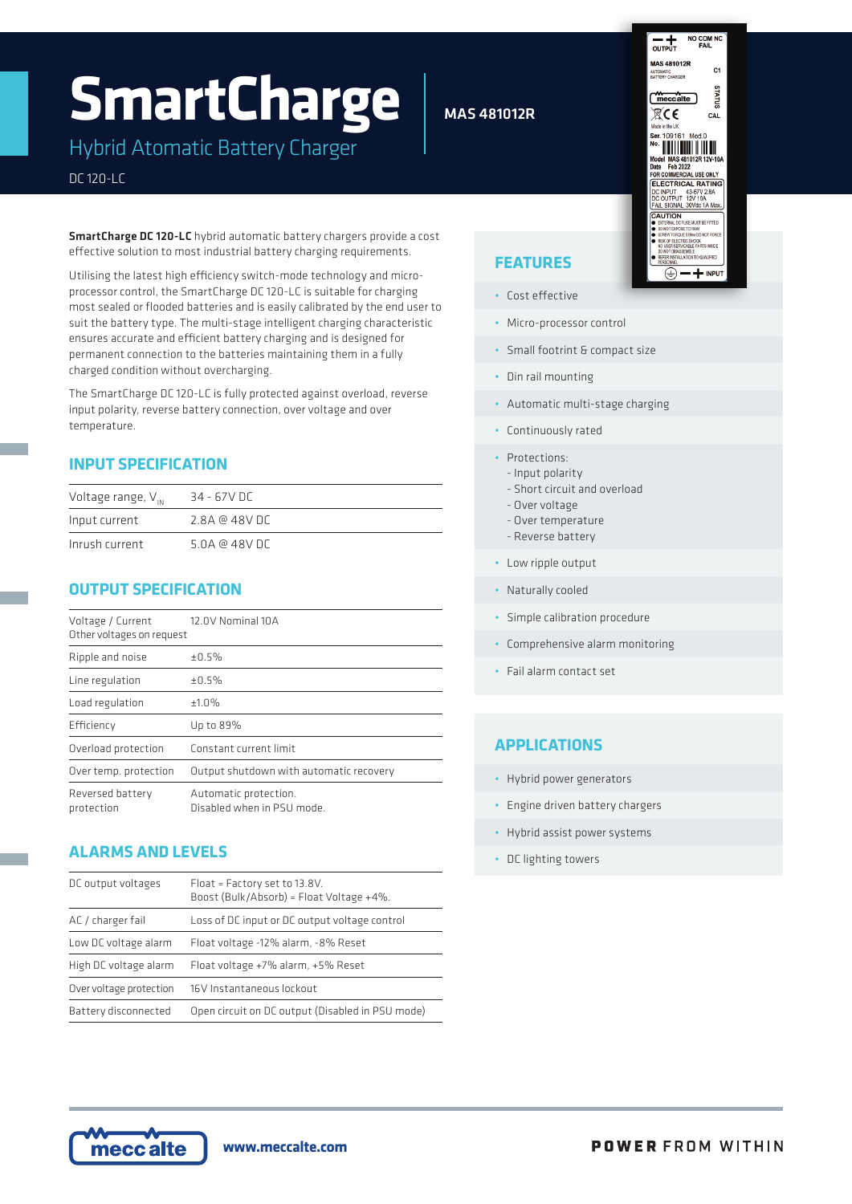# SmartCharge

## Hybrid Atomatic Battery Charger

DC 120-LC

**MAS 481012R**

**SmartCharge DC 120-LC** hybrid automatic battery chargers provide a cost effective solution to most industrial battery charging requirements.

Utilising the latest high efficiency switch-mode technology and micro-processor control, the SmartCharge DC 120-LC is suitable for charging most sealed or flooded batteries and is easily calibrated by the end user to suit the battery type. The multi-stage intelligent charging characteristic ensures accurate and efficient battery charging and is designed for permanent connection to the batteries maintaining them in a fully charged condition without overcharging.

The SmartCharge DC 120-LC is fully protected against overload, reverse input polarity, reverse battery connection, over voltage and over temperature.

## INPUT SPECIFICATION

| | |
|---|---|
| Voltage range, $V_{IN}$ | 34 - 67V DC |
| Input current | 2.8A @ 48V DC |
| Inrush current | 5.0A @ 48V DC |

## OUTPUT SPECIFICATION

| | |
|---|---|
| Voltage / Current<br>Other voltages on request | 12.0V Nominal 10A |
| Ripple and noise | ±0.5% |
| Line regulation | ±0.5% |
| Load regulation | ±1.0% |
| Efficiency | Up to 89% |
| Overload protection | Constant current limit |
| Over temp. protection | Output shutdown with automatic recovery |
| Reversed battery protection | Automatic protection.<br>Disabled when in PSU mode. |

## ALARMS AND LEVELS

| | |
|---|---|
| DC output voltages | Float = Factory set to 13.8V.<br>Boost (Bulk/Absorb) = Float Voltage +4%. |
| AC / charger fail | Loss of DC input or DC output voltage control |
| Low DC voltage alarm | Float voltage -12% alarm, -8% Reset |
| High DC voltage alarm | Float voltage +7% alarm, +5% Reset |
| Over voltage protection | 16V Instantaneous lockout |
| Battery disconnected | Open circuit on DC output (Disabled in PSU mode) |

## FEATURES

- Cost effective
- Micro-processor control
- Small footrint & compact size
- Din rail mounting
- Automatic multi-stage charging
- Continuously rated
- Protections:
  - Input polarity
  - Short circuit and overload
  - Over voltage
  - Over temperature
  - Reverse battery
- Low ripple output
- Naturally cooled
- Simple calibration procedure
- Comprehensive alarm monitoring
- Fail alarm contact set

## APPLICATIONS

- Hybrid power generators
- Engine driven battery chargers
- Hybrid assist power systems
- DC lighting towers

www.meccalte.com

POWER FROM WITHIN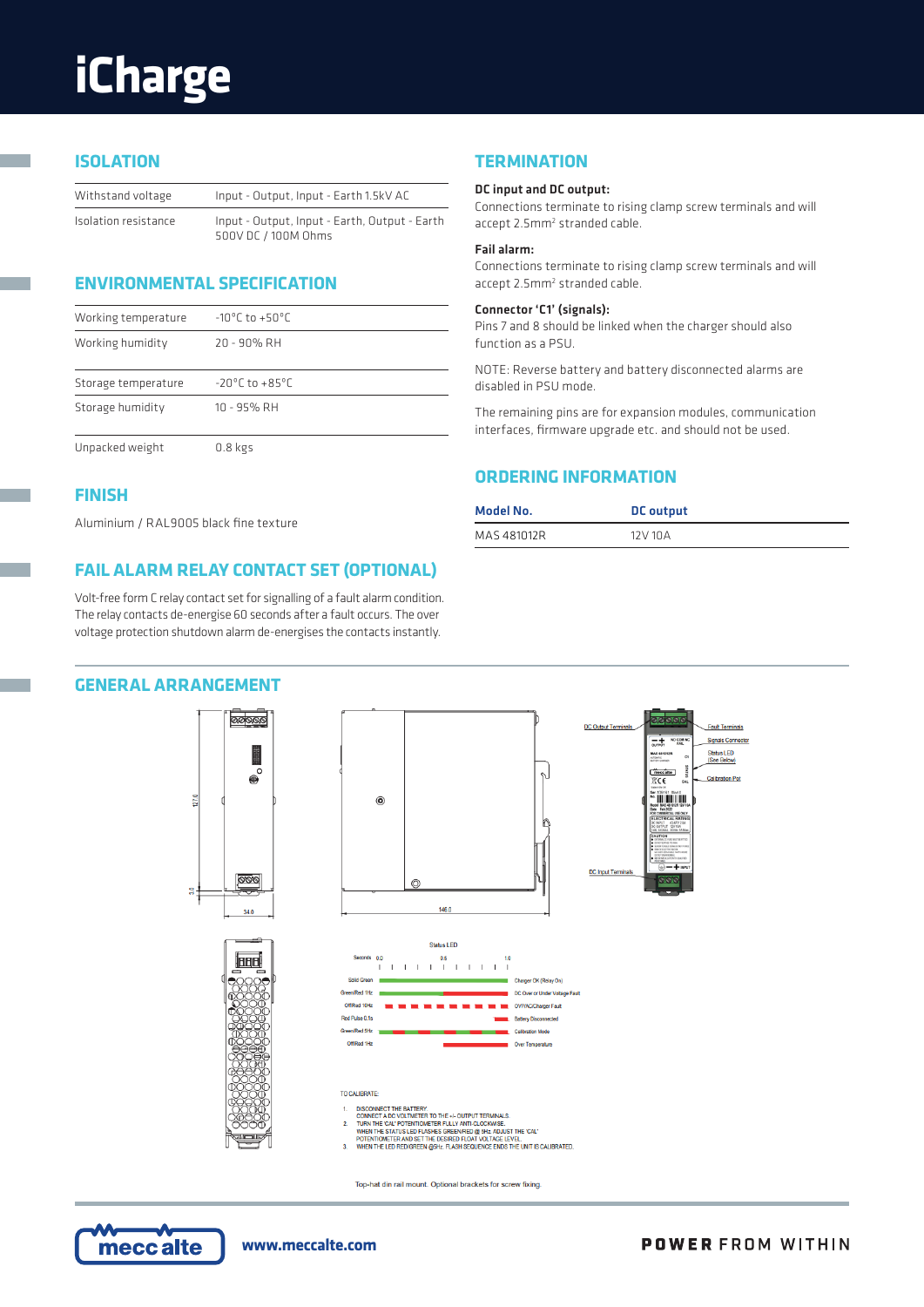# iCharge

## ISOLATION

| | |
|---|---|
| Withstand voltage | Input - Output, Input - Earth 1.5kV AC |
| Isolation resistance | Input - Output, Input - Earth, Output - Earth 500V DC / 100M Ohms |

## ENVIRONMENTAL SPECIFICATION

| | |
|---|---|
| Working temperature | -10°C to +50°C |
| Working humidity | 20 - 90% RH |
| Storage temperature | -20°C to +85°C |
| Storage humidity | 10 - 95% RH |
| Unpacked weight | 0.8 kgs |

## FINISH

Aluminium / RAL9005 black fine texture

## FAIL ALARM RELAY CONTACT SET (OPTIONAL)

Volt-free form C relay contact set for signalling of a fault alarm condition. The relay contacts de-energise 60 seconds after a fault occurs. The over voltage protection shutdown alarm de-energises the contacts instantly.

## TERMINATION

**DC input and DC output:**
Connections terminate to rising clamp screw terminals and will accept 2.5mm² stranded cable.

**Fail alarm:**
Connections terminate to rising clamp screw terminals and will accept 2.5mm² stranded cable.

**Connector 'C1' (signals):**
Pins 7 and 8 should be linked when the charger should also function as a PSU.

NOTE: Reverse battery and battery disconnected alarms are disabled in PSU mode.

The remaining pins are for expansion modules, communication interfaces, firmware upgrade etc. and should not be used.

## ORDERING INFORMATION

| Model No. | DC output |
|---|---|
| MAS 481012R | 12V 10A |

## GENERAL ARRANGEMENT

127.0
3.0
34.0
146.0

DC Output Terminals
Fault Terminals
Signals Connector
Status LED (See Below)
Calibration Pot
DC Input Terminals

Status LED

Seconds 0.0 0.5 1.0

Solid Green — Charger OK (Relay On)
Green/Red 1Hz — DC Over or Under Voltage Fault
Off/Red 10Hz — OVP/AC/Charger Fault
Red Pulse 0.1s — Battery Disconnected
Green/Red 5Hz — Calibration Mode
Off/Red 1Hz — Over Temperature

TO CALIBRATE:

1. DISCONNECT THE BATTERY
   CONNECT A DC VOLTMETER TO THE +/- OUTPUT TERMINALS.
2. TURN THE 'CAL' POTENTIOMETER FULLY ANTI CLOCKWISE.
   WHEN THE STATUS LED FLASHES GREEN/RED @ 5Hz, ADJUST THE 'CAL' POTENTIOMETER AND SET THE DESIRED FLOAT VOLTAGE LEVEL.
3. WHEN THE LED RED/GREEN @5Hz. FLASH SEQUENCE ENDS THE UNIT IS CALIBRATED.

Top-hat din rail mount. Optional brackets for screw fixing.

mecc alte

www.meccalte.com

**POWER** FROM WITHIN